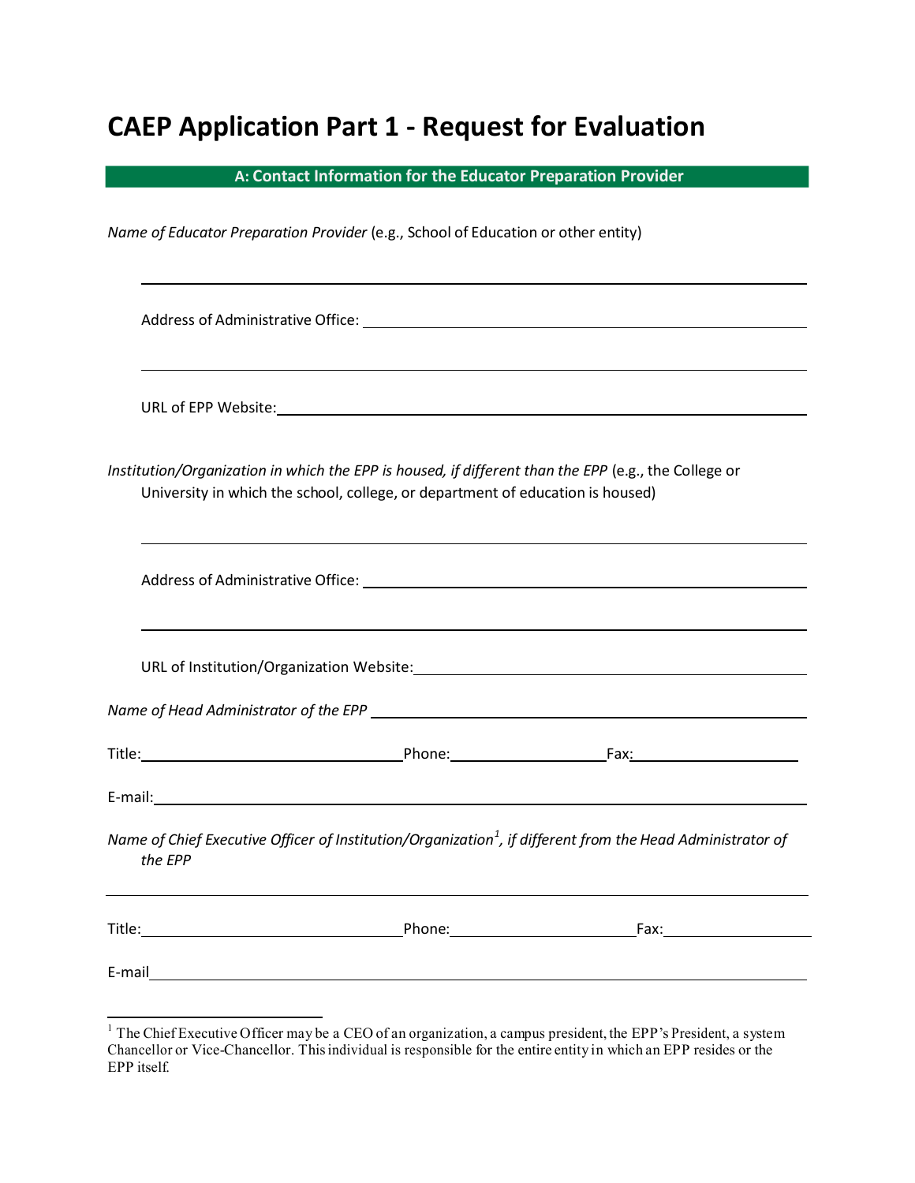# CAEP Application Part 1 - Request for Evaluation

## A: Contact Information for the Educator Preparation Provider

*Name of Educator Preparation Provider* (e.g., School of Education or other entity)

\_\_\_\_\_\_\_\_\_\_\_\_\_\_\_\_\_\_\_\_\_\_\_\_\_\_\_\_\_\_\_\_\_\_\_\_\_\_\_\_\_\_\_\_\_\_\_\_\_\_\_\_\_\_\_\_\_\_\_\_

Address of Administrative Office: \_\_\_\_\_\_\_\_\_\_\_\_\_\_\_\_\_\_\_\_\_\_\_\_\_\_\_\_\_\_\_\_\_\_\_\_\_\_\_\_

\_\_\_\_\_\_\_\_\_\_\_\_\_\_\_\_\_\_\_\_\_\_\_\_\_\_\_\_\_\_\_\_\_\_\_\_\_\_\_\_\_\_\_\_\_\_\_\_\_\_\_\_\_\_\_\_\_\_\_\_

URL of EPP Website: \_\_\_\_\_\_\_\_\_\_\_\_\_\_\_\_\_\_\_\_\_\_\_\_\_\_\_\_\_\_\_\_\_\_\_\_\_\_\_\_\_\_\_\_\_\_\_\_\_\_

*Institution/Organization in which the EPP is housed, if different than the EPP* (e.g., the College or University in which the school, college, or department of education is housed)

\_\_\_\_\_\_\_\_\_\_\_\_\_\_\_\_\_\_\_\_\_\_\_\_\_\_\_\_\_\_\_\_\_\_\_\_\_\_\_\_\_\_\_\_\_\_\_\_\_\_\_\_\_\_\_\_\_\_\_\_

Address of Administrative Office: \_\_\_\_\_\_\_\_\_\_\_\_\_\_\_\_\_\_\_\_\_\_\_\_\_\_\_\_\_\_\_\_\_\_\_\_\_\_\_\_

\_\_\_\_\_\_\_\_\_\_\_\_\_\_\_\_\_\_\_\_\_\_\_\_\_\_\_\_\_\_\_\_\_\_\_\_\_\_\_\_\_\_\_\_\_\_\_\_\_\_\_\_\_\_\_\_\_\_\_\_

URL of Institution/Organization Website: \_\_\_\_\_\_\_\_\_\_\_\_\_\_\_\_\_\_\_\_\_\_\_\_\_\_\_\_\_\_\_\_\_\_\_\_

*Name of Head Administrator of the EPP* \_\_\_\_\_\_\_\_\_\_\_\_\_\_\_\_\_\_\_\_\_\_\_\_\_\_\_\_\_\_\_\_\_\_\_\_\_\_

Title: \_\_\_\_\_\_\_\_\_\_\_\_\_\_\_\_\_\_\_\_\_\_ Phone: \_\_\_\_\_\_\_\_\_\_\_\_\_\_\_ Fax: \_\_\_\_\_\_\_\_\_\_\_\_\_\_\_

E-mail: \_\_\_\_\_\_\_\_\_\_\_\_\_\_\_\_\_\_\_\_\_\_\_\_\_\_\_\_\_\_\_\_\_\_\_\_\_\_\_\_\_\_\_\_\_\_\_\_\_\_\_\_\_\_\_\_

*Name of Chief Executive Officer of Institution/Organization[1], if different from the Head Administrator of the EPP*

\_\_\_\_\_\_\_\_\_\_\_\_\_\_\_\_\_\_\_\_\_\_\_\_\_\_\_\_\_\_\_\_\_\_\_\_\_\_\_\_\_\_\_\_\_\_\_\_\_\_\_\_\_\_\_\_\_\_\_\_

Title: \_\_\_\_\_\_\_\_\_\_\_\_\_\_\_\_\_\_\_\_\_\_ Phone: \_\_\_\_\_\_\_\_\_\_\_\_\_\_\_ Fax: \_\_\_\_\_\_\_\_\_\_\_\_\_\_\_

E-mail \_\_\_\_\_\_\_\_\_\_\_\_\_\_\_\_\_\_\_\_\_\_\_\_\_\_\_\_\_\_\_\_\_\_\_\_\_\_\_\_\_\_\_\_\_\_\_\_\_\_\_\_\_\_\_\_

---

[1] The Chief Executive Officer may be a CEO of an organization, a campus president, the EPP's President, a system Chancellor or Vice-Chancellor. This individual is responsible for the entire entity in which an EPP resides or the EPP itself.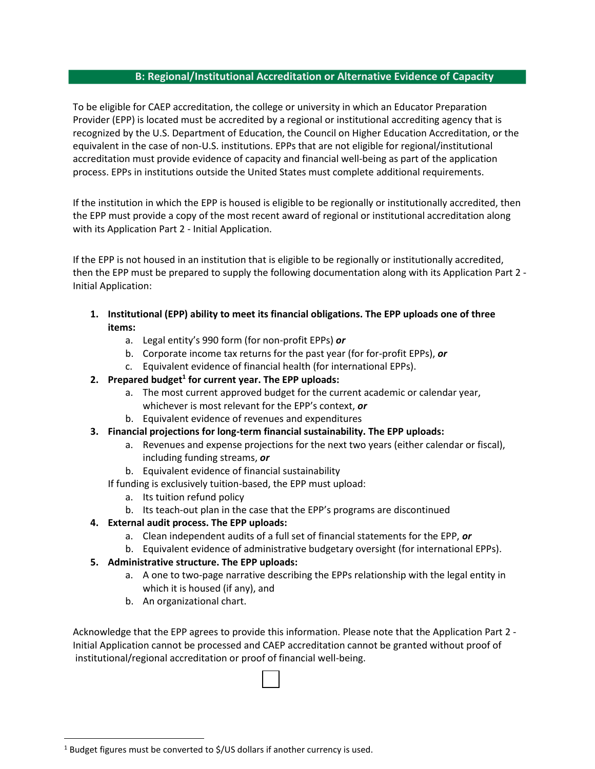## B: Regional/Institutional Accreditation or Alternative Evidence of Capacity

To be eligible for CAEP accreditation, the college or university in which an Educator Preparation Provider (EPP) is located must be accredited by a regional or institutional accrediting agency that is recognized by the U.S. Department of Education, the Council on Higher Education Accreditation, or the equivalent in the case of non-U.S. institutions. EPPs that are not eligible for regional/institutional accreditation must provide evidence of capacity and financial well-being as part of the application process. EPPs in institutions outside the United States must complete additional requirements.

If the institution in which the EPP is housed is eligible to be regionally or institutionally accredited, then the EPP must provide a copy of the most recent award of regional or institutional accreditation along with its Application Part 2 - Initial Application.

If the EPP is not housed in an institution that is eligible to be regionally or institutionally accredited, then the EPP must be prepared to supply the following documentation along with its Application Part 2 - Initial Application:

1. **Institutional (EPP) ability to meet its financial obligations. The EPP uploads one of three items:**
   a. Legal entity's 990 form (for non-profit EPPs) ***or***
   b. Corporate income tax returns for the past year (for for-profit EPPs), ***or***
   c. Equivalent evidence of financial health (for international EPPs).
2. **Prepared budget[1] for current year. The EPP uploads:**
   a. The most current approved budget for the current academic or calendar year, whichever is most relevant for the EPP's context, ***or***
   b. Equivalent evidence of revenues and expenditures
3. **Financial projections for long-term financial sustainability. The EPP uploads:**
   a. Revenues and expense projections for the next two years (either calendar or fiscal), including funding streams, ***or***
   b. Equivalent evidence of financial sustainability

   If funding is exclusively tuition-based, the EPP must upload:
   a. Its tuition refund policy
   b. Its teach-out plan in the case that the EPP's programs are discontinued
4. **External audit process. The EPP uploads:**
   a. Clean independent audits of a full set of financial statements for the EPP, ***or***
   b. Equivalent evidence of administrative budgetary oversight (for international EPPs).
5. **Administrative structure. The EPP uploads:**
   a. A one to two-page narrative describing the EPPs relationship with the legal entity in which it is housed (if any), and
   b. An organizational chart.

Acknowledge that the EPP agrees to provide this information. Please note that the Application Part 2 - Initial Application cannot be processed and CAEP accreditation cannot be granted without proof of institutional/regional accreditation or proof of financial well-being.

☐

[1] Budget figures must be converted to $/US dollars if another currency is used.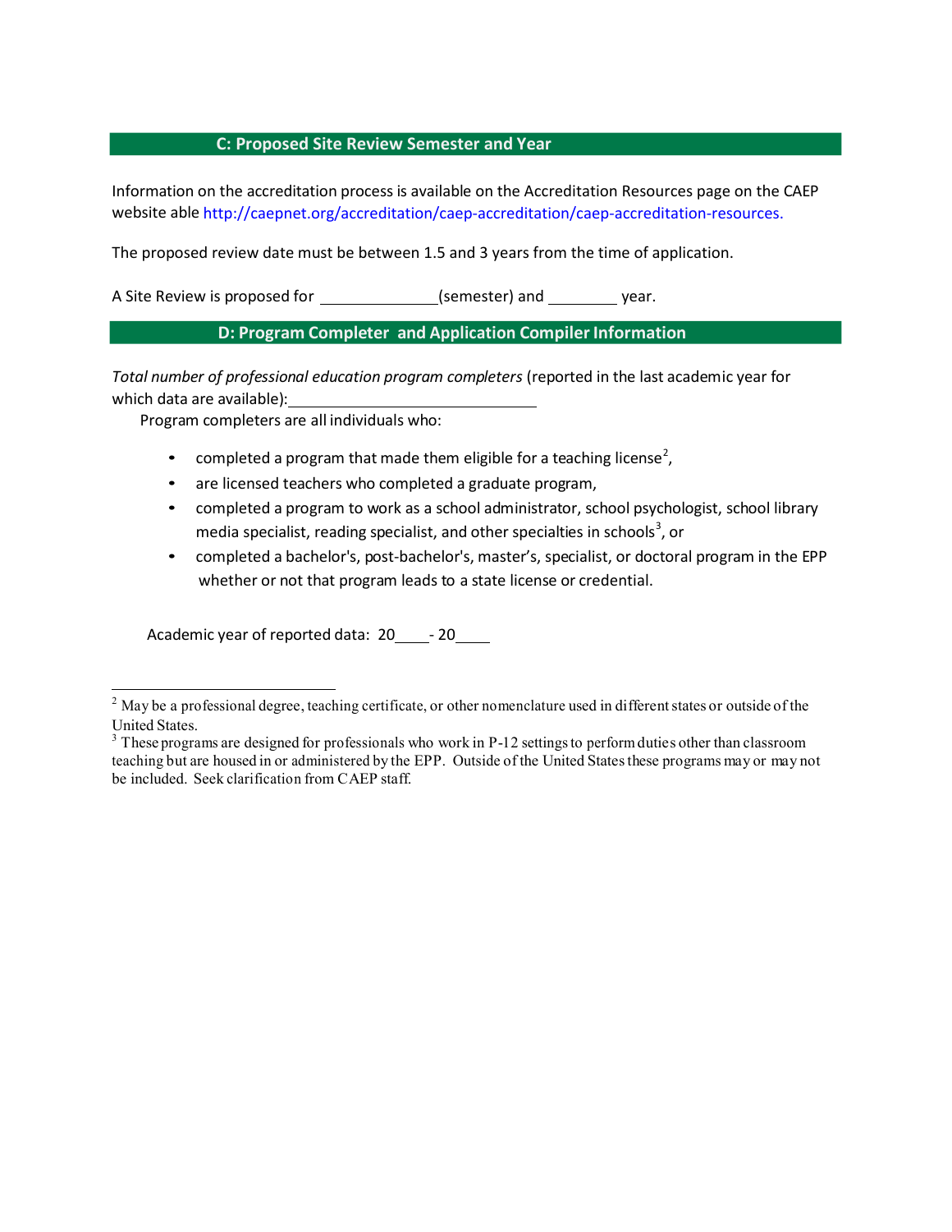## C: Proposed Site Review Semester and Year

Information on the accreditation process is available on the Accreditation Resources page on the CAEP website able http://caepnet.org/accreditation/caep-accreditation/caep-accreditation-resources.

The proposed review date must be between 1.5 and 3 years from the time of application.

A Site Review is proposed for ______________(semester) and ________ year.

## D: Program Completer and Application Compiler Information

*Total number of professional education program completers* (reported in the last academic year for which data are available):______________________________

Program completers are all individuals who:

- completed a program that made them eligible for a teaching license[2],
- are licensed teachers who completed a graduate program,
- completed a program to work as a school administrator, school psychologist, school library media specialist, reading specialist, and other specialties in schools[3], or
- completed a bachelor's, post-bachelor's, master's, specialist, or doctoral program in the EPP whether or not that program leads to a state license or credential.

Academic year of reported data: 20____- 20____

---

[2] May be a professional degree, teaching certificate, or other nomenclature used in different states or outside of the United States.

[3] These programs are designed for professionals who work in P-12 settings to perform duties other than classroom teaching but are housed in or administered by the EPP. Outside of the United States these programs may or may not be included. Seek clarification from CAEP staff.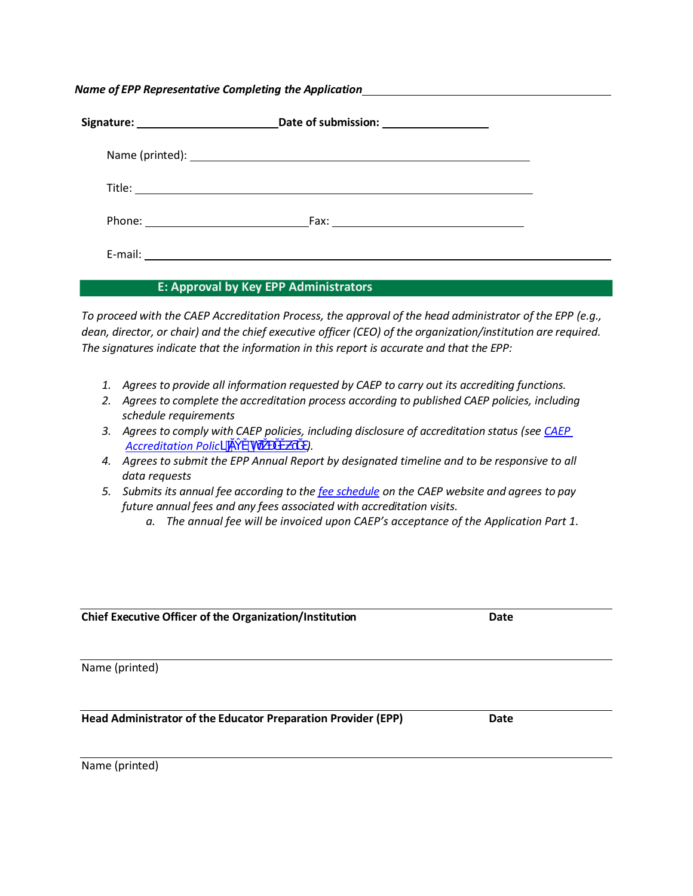***Name of EPP Representative Completing the Application*** ______________________________

**Signature:** ______________________ **Date of submission:** ________________

Name (printed): ____________________________________________

Title: ____________________________________________

Phone: ______________________ Fax: ______________________

E-mail: ____________________________________________

## E: Approval by Key EPP Administrators

*To proceed with the CAEP Accreditation Process, the approval of the head administrator of the EPP (e.g., dean, director, or chair) and the chief executive officer (CEO) of the organization/institution are required. The signatures indicate that the information in this report is accurate and that the EPP:*

1. *Agrees to provide all information requested by CAEP to carry out its accrediting functions.*
2. *Agrees to complete the accreditation process according to published CAEP policies, including schedule requirements*
3. *Agrees to comply with CAEP policies, including disclosure of accreditation status (see [CAEP Accreditation Policy Manual]).*
4. *Agrees to submit the EPP Annual Report by designated timeline and to be responsive to all data requests*
5. *Submits its annual fee according to the [fee schedule] on the CAEP website and agrees to pay future annual fees and any fees associated with accreditation visits.*
    a. *The annual fee will be invoiced upon CAEP's acceptance of the Application Part 1.*

______________________________________________________________

**Chief Executive Officer of the Organization/Institution** **Date**

______________________________________________________________

Name (printed)

______________________________________________________________

**Head Administrator of the Educator Preparation Provider (EPP)** **Date**

______________________________________________________________

Name (printed)